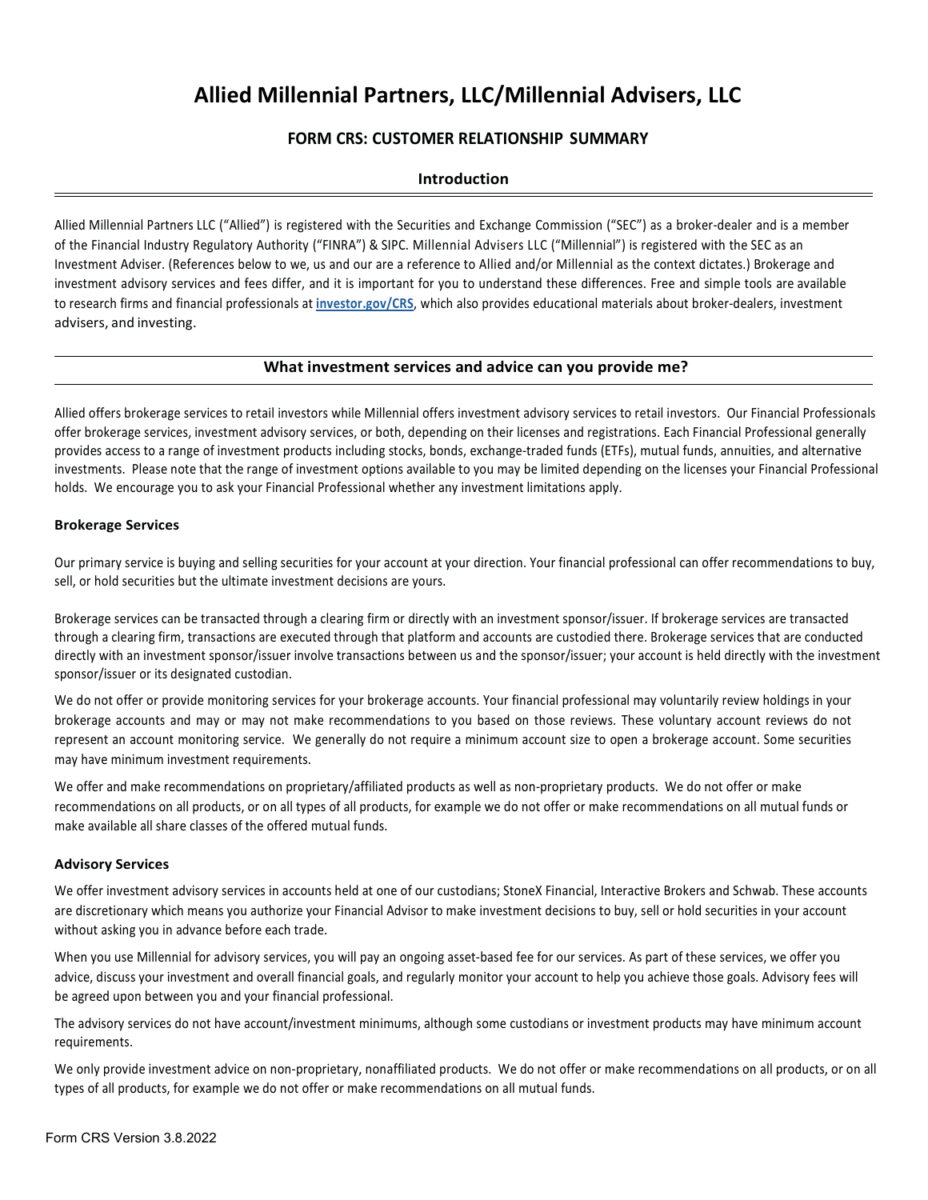# Allied Millennial Partners, LLC/Millennial Advisers, LLC

## FORM CRS: CUSTOMER RELATIONSHIP SUMMARY

### Introduction

Allied Millennial Partners LLC ("Allied") is registered with the Securities and Exchange Commission ("SEC") as a broker-dealer and is a member of the Financial Industry Regulatory Authority ("FINRA") & SIPC. Millennial Advisers LLC ("Millennial") is registered with the SEC as an Investment Adviser. (References below to we, us and our are a reference to Allied and/or Millennial as the context dictates.) Brokerage and investment advisory services and fees differ, and it is important for you to understand these differences. Free and simple tools are available to research firms and financial professionals at **investor.gov/CRS**, which also provides educational materials about broker-dealers, investment advisers, and investing.

### What investment services and advice can you provide me?

Allied offers brokerage services to retail investors while Millennial offers investment advisory services to retail investors. Our Financial Professionals offer brokerage services, investment advisory services, or both, depending on their licenses and registrations. Each Financial Professional generally provides access to a range of investment products including stocks, bonds, exchange-traded funds (ETFs), mutual funds, annuities, and alternative investments. Please note that the range of investment options available to you may be limited depending on the licenses your Financial Professional holds. We encourage you to ask your Financial Professional whether any investment limitations apply.

**Brokerage Services**

Our primary service is buying and selling securities for your account at your direction. Your financial professional can offer recommendations to buy, sell, or hold securities but the ultimate investment decisions are yours.

Brokerage services can be transacted through a clearing firm or directly with an investment sponsor/issuer. If brokerage services are transacted through a clearing firm, transactions are executed through that platform and accounts are custodied there. Brokerage services that are conducted directly with an investment sponsor/issuer involve transactions between us and the sponsor/issuer; your account is held directly with the investment sponsor/issuer or its designated custodian.

We do not offer or provide monitoring services for your brokerage accounts. Your financial professional may voluntarily review holdings in your brokerage accounts and may or may not make recommendations to you based on those reviews. These voluntary account reviews do not represent an account monitoring service. We generally do not require a minimum account size to open a brokerage account. Some securities may have minimum investment requirements.

We offer and make recommendations on proprietary/affiliated products as well as non-proprietary products. We do not offer or make recommendations on all products, or on all types of all products, for example we do not offer or make recommendations on all mutual funds or make available all share classes of the offered mutual funds.

**Advisory Services**

We offer investment advisory services in accounts held at one of our custodians; StoneX Financial, Interactive Brokers and Schwab. These accounts are discretionary which means you authorize your Financial Advisor to make investment decisions to buy, sell or hold securities in your account without asking you in advance before each trade.

When you use Millennial for advisory services, you will pay an ongoing asset-based fee for our services. As part of these services, we offer you advice, discuss your investment and overall financial goals, and regularly monitor your account to help you achieve those goals. Advisory fees will be agreed upon between you and your financial professional.

The advisory services do not have account/investment minimums, although some custodians or investment products may have minimum account requirements.

We only provide investment advice on non-proprietary, nonaffiliated products. We do not offer or make recommendations on all products, or on all types of all products, for example we do not offer or make recommendations on all mutual funds.

Form CRS Version 3.8.2022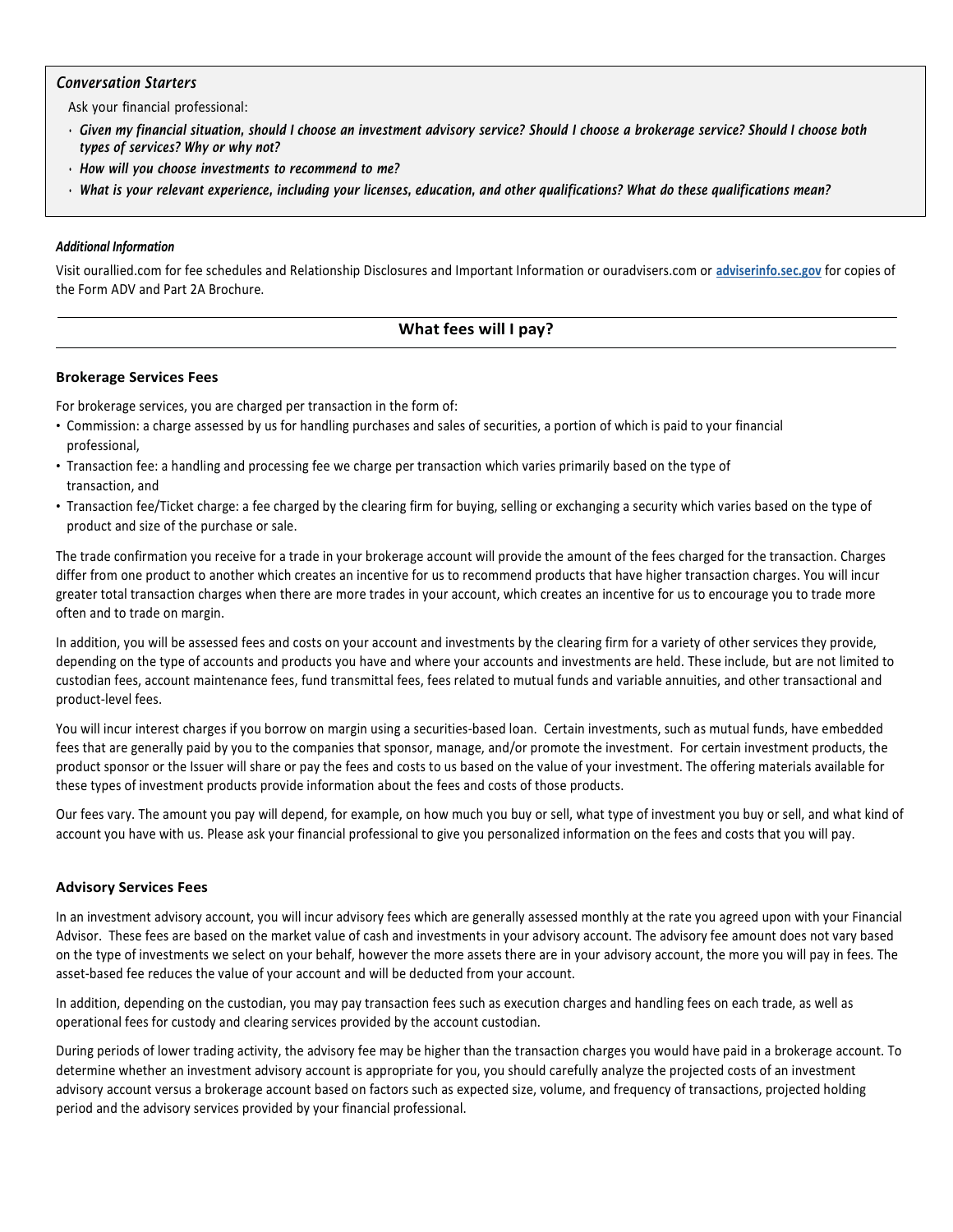### *Conversation Starters*

Ask your financial professional:

- ***Given my financial situation, should I choose an investment advisory service? Should I choose a brokerage service? Should I choose both types of services? Why or why not?***
- ***How will you choose investments to recommend to me?***
- ***What is your relevant experience, including your licenses, education, and other qualifications? What do these qualifications mean?***

***Additional Information***

Visit ourallied.com for fee schedules and Relationship Disclosures and Important Information or ouradvisers.com or **adviserinfo.sec.gov** for copies of the Form ADV and Part 2A Brochure.

## What fees will I pay?

### Brokerage Services Fees

For brokerage services, you are charged per transaction in the form of:

- Commission: a charge assessed by us for handling purchases and sales of securities, a portion of which is paid to your financial professional,
- Transaction fee: a handling and processing fee we charge per transaction which varies primarily based on the type of transaction, and
- Transaction fee/Ticket charge: a fee charged by the clearing firm for buying, selling or exchanging a security which varies based on the type of product and size of the purchase or sale.

The trade confirmation you receive for a trade in your brokerage account will provide the amount of the fees charged for the transaction. Charges differ from one product to another which creates an incentive for us to recommend products that have higher transaction charges. You will incur greater total transaction charges when there are more trades in your account, which creates an incentive for us to encourage you to trade more often and to trade on margin.

In addition, you will be assessed fees and costs on your account and investments by the clearing firm for a variety of other services they provide, depending on the type of accounts and products you have and where your accounts and investments are held. These include, but are not limited to custodian fees, account maintenance fees, fund transmittal fees, fees related to mutual funds and variable annuities, and other transactional and product-level fees.

You will incur interest charges if you borrow on margin using a securities-based loan. Certain investments, such as mutual funds, have embedded fees that are generally paid by you to the companies that sponsor, manage, and/or promote the investment. For certain investment products, the product sponsor or the Issuer will share or pay the fees and costs to us based on the value of your investment. The offering materials available for these types of investment products provide information about the fees and costs of those products.

Our fees vary. The amount you pay will depend, for example, on how much you buy or sell, what type of investment you buy or sell, and what kind of account you have with us. Please ask your financial professional to give you personalized information on the fees and costs that you will pay.

### Advisory Services Fees

In an investment advisory account, you will incur advisory fees which are generally assessed monthly at the rate you agreed upon with your Financial Advisor. These fees are based on the market value of cash and investments in your advisory account. The advisory fee amount does not vary based on the type of investments we select on your behalf, however the more assets there are in your advisory account, the more you will pay in fees. The asset-based fee reduces the value of your account and will be deducted from your account.

In addition, depending on the custodian, you may pay transaction fees such as execution charges and handling fees on each trade, as well as operational fees for custody and clearing services provided by the account custodian.

During periods of lower trading activity, the advisory fee may be higher than the transaction charges you would have paid in a brokerage account. To determine whether an investment advisory account is appropriate for you, you should carefully analyze the projected costs of an investment advisory account versus a brokerage account based on factors such as expected size, volume, and frequency of transactions, projected holding period and the advisory services provided by your financial professional.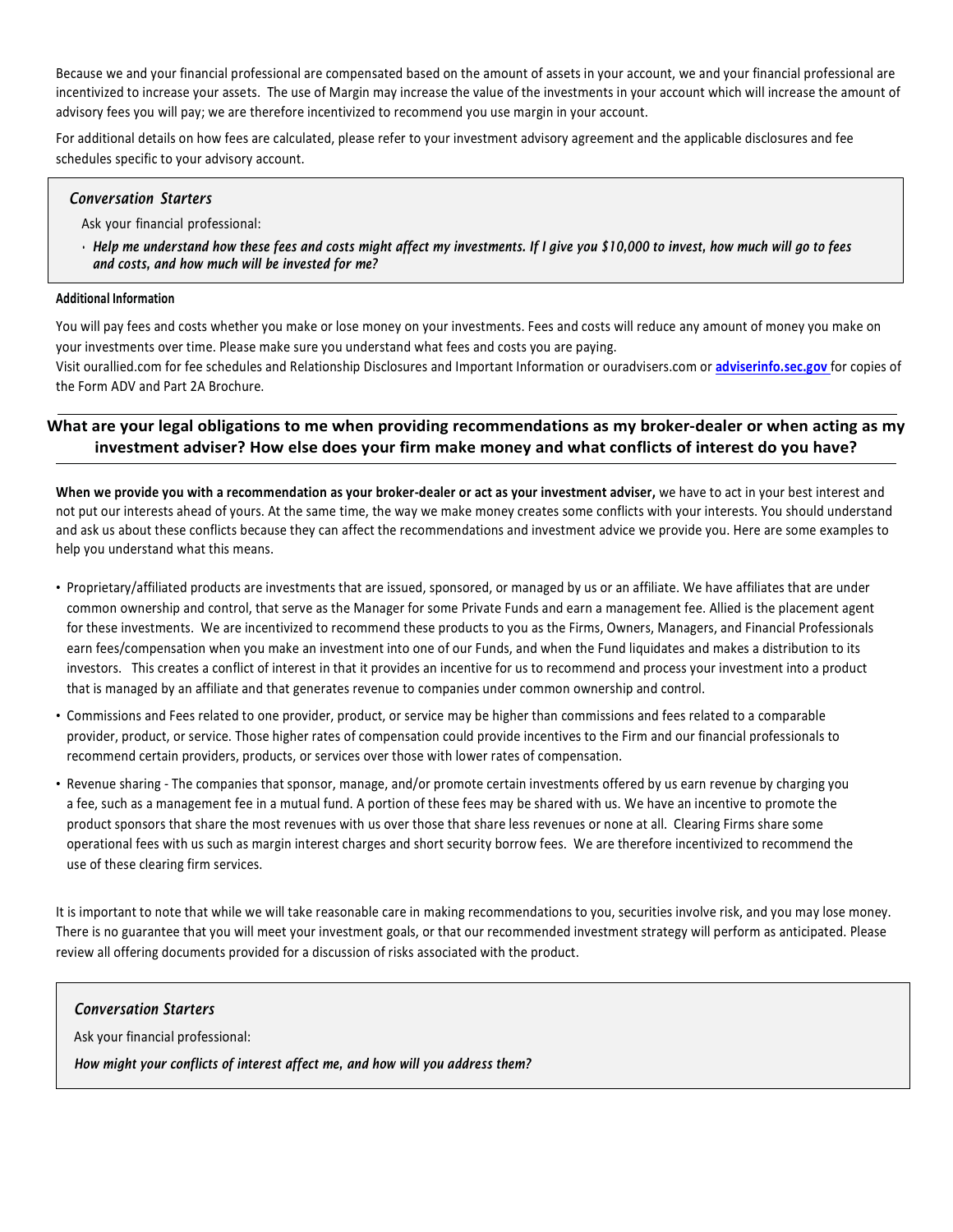Because we and your financial professional are compensated based on the amount of assets in your account, we and your financial professional are incentivized to increase your assets. The use of Margin may increase the value of the investments in your account which will increase the amount of advisory fees you will pay; we are therefore incentivized to recommend you use margin in your account.

For additional details on how fees are calculated, please refer to your investment advisory agreement and the applicable disclosures and fee schedules specific to your advisory account.

> ***Conversation Starters***
>
> Ask your financial professional:
>
> - ***Help me understand how these fees and costs might affect my investments. If I give you $10,000 to invest, how much will go to fees and costs, and how much will be invested for me?***

**Additional Information**

You will pay fees and costs whether you make or lose money on your investments. Fees and costs will reduce any amount of money you make on your investments over time. Please make sure you understand what fees and costs you are paying.
Visit ourallied.com for fee schedules and Relationship Disclosures and Important Information or ouradvisers.com or **adviserinfo.sec.gov** for copies of the Form ADV and Part 2A Brochure.

## What are your legal obligations to me when providing recommendations as my broker-dealer or when acting as my investment adviser? How else does your firm make money and what conflicts of interest do you have?

**When we provide you with a recommendation as your broker-dealer or act as your investment adviser,** we have to act in your best interest and not put our interests ahead of yours. At the same time, the way we make money creates some conflicts with your interests. You should understand and ask us about these conflicts because they can affect the recommendations and investment advice we provide you. Here are some examples to help you understand what this means.

- Proprietary/affiliated products are investments that are issued, sponsored, or managed by us or an affiliate. We have affiliates that are under common ownership and control, that serve as the Manager for some Private Funds and earn a management fee. Allied is the placement agent for these investments. We are incentivized to recommend these products to you as the Firms, Owners, Managers, and Financial Professionals earn fees/compensation when you make an investment into one of our Funds, and when the Fund liquidates and makes a distribution to its investors. This creates a conflict of interest in that it provides an incentive for us to recommend and process your investment into a product that is managed by an affiliate and that generates revenue to companies under common ownership and control.
- Commissions and Fees related to one provider, product, or service may be higher than commissions and fees related to a comparable provider, product, or service. Those higher rates of compensation could provide incentives to the Firm and our financial professionals to recommend certain providers, products, or services over those with lower rates of compensation.
- Revenue sharing - The companies that sponsor, manage, and/or promote certain investments offered by us earn revenue by charging you a fee, such as a management fee in a mutual fund. A portion of these fees may be shared with us. We have an incentive to promote the product sponsors that share the most revenues with us over those that share less revenues or none at all. Clearing Firms share some operational fees with us such as margin interest charges and short security borrow fees. We are therefore incentivized to recommend the use of these clearing firm services.

It is important to note that while we will take reasonable care in making recommendations to you, securities involve risk, and you may lose money. There is no guarantee that you will meet your investment goals, or that our recommended investment strategy will perform as anticipated. Please review all offering documents provided for a discussion of risks associated with the product.

> ***Conversation Starters***
>
> Ask your financial professional:
>
> ***How might your conflicts of interest affect me, and how will you address them?***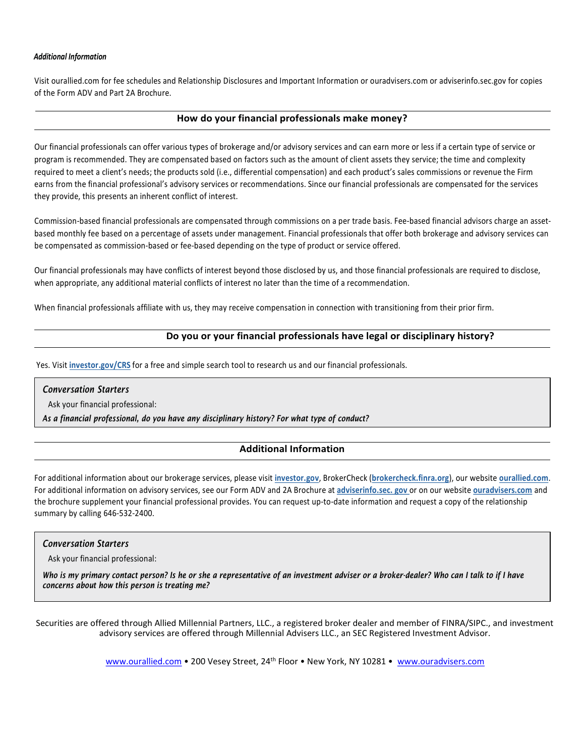***Additional Information***

Visit ourallied.com for fee schedules and Relationship Disclosures and Important Information or ouradvisers.com or adviserinfo.sec.gov for copies of the Form ADV and Part 2A Brochure.

## How do your financial professionals make money?

Our financial professionals can offer various types of brokerage and/or advisory services and can earn more or less if a certain type of service or program is recommended. They are compensated based on factors such as the amount of client assets they service; the time and complexity required to meet a client's needs; the products sold (i.e., differential compensation) and each product's sales commissions or revenue the Firm earns from the financial professional's advisory services or recommendations. Since our financial professionals are compensated for the services they provide, this presents an inherent conflict of interest.

Commission-based financial professionals are compensated through commissions on a per trade basis. Fee-based financial advisors charge an asset-based monthly fee based on a percentage of assets under management. Financial professionals that offer both brokerage and advisory services can be compensated as commission-based or fee-based depending on the type of product or service offered.

Our financial professionals may have conflicts of interest beyond those disclosed by us, and those financial professionals are required to disclose, when appropriate, any additional material conflicts of interest no later than the time of a recommendation.

When financial professionals affiliate with us, they may receive compensation in connection with transitioning from their prior firm.

## Do you or your financial professionals have legal or disciplinary history?

Yes. Visit **investor.gov/CRS** for a free and simple search tool to research us and our financial professionals.

> *Conversation Starters*
>
> Ask your financial professional:
>
> ***As a financial professional, do you have any disciplinary history? For what type of conduct?***

## Additional Information

For additional information about our brokerage services, please visit **investor.gov**, BrokerCheck (**brokercheck.finra.org**), our website **ourallied.com**. For additional information on advisory services, see our Form ADV and 2A Brochure at **adviserinfo.sec. gov** or on our website **ouradvisers.com** and the brochure supplement your financial professional provides. You can request up-to-date information and request a copy of the relationship summary by calling 646-532-2400.

> *Conversation Starters*
>
> Ask your financial professional:
>
> ***Who is my primary contact person? Is he or she a representative of an investment adviser or a broker-dealer? Who can I talk to if I have concerns about how this person is treating me?***

Securities are offered through Allied Millennial Partners, LLC., a registered broker dealer and member of FINRA/SIPC., and investment advisory services are offered through Millennial Advisers LLC., an SEC Registered Investment Advisor.

www.ourallied.com • 200 Vesey Street, 24th Floor • New York, NY 10281 • www.ouradvisers.com